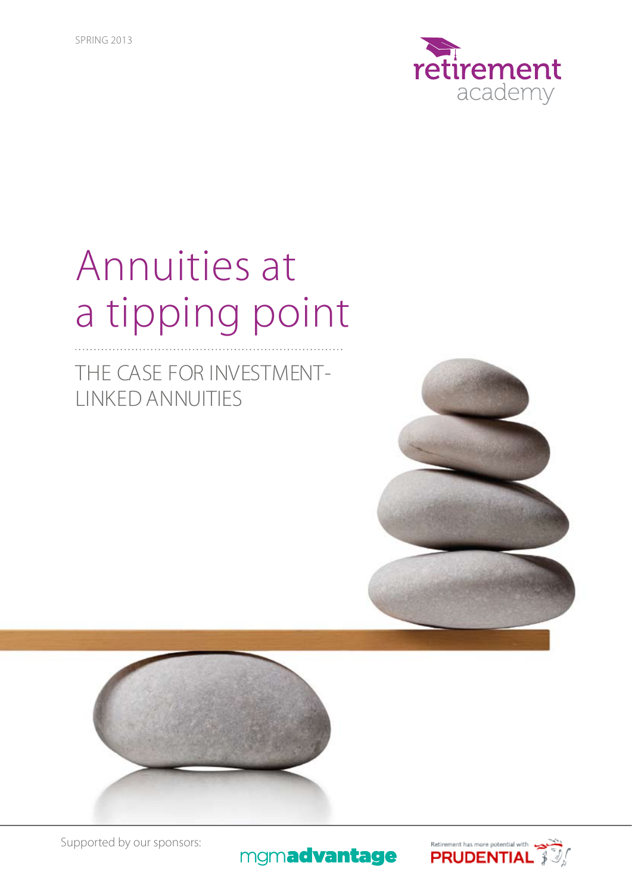SPRING 2013

retirement academy

# Annuities at a tipping point

## THE CASE FOR INVESTMENT-LINKED ANNUITIES

Supported by our sponsors:

mgmadvantage

Retirement has more potential with PRUDENTIAL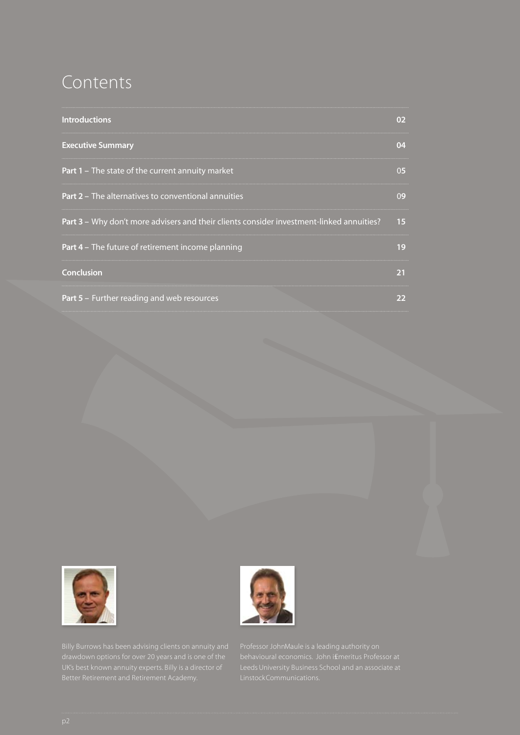# Contents

| | |
|---|---|
| **Introductions** | 02 |
| **Executive Summary** | 04 |
| **Part 1** – The state of the current annuity market | 05 |
| **Part 2** – The alternatives to conventional annuities | 09 |
| **Part 3** – Why don't more advisers and their clients consider investment-linked annuities? | 15 |
| **Part 4** – The future of retirement income planning | 19 |
| **Conclusion** | 21 |
| **Part 5** – Further reading and web resources | 22 |

Billy Burrows has been advising clients on annuity and drawdown options for over 20 years and is one of the UK's best known annuity experts. Billy is a director of Better Retirement and Retirement Academy.

Professor John Maule is a leading authority on behavioural economics. John is Emeritus Professor at Leeds University Business School and an associate at Linstock Communications.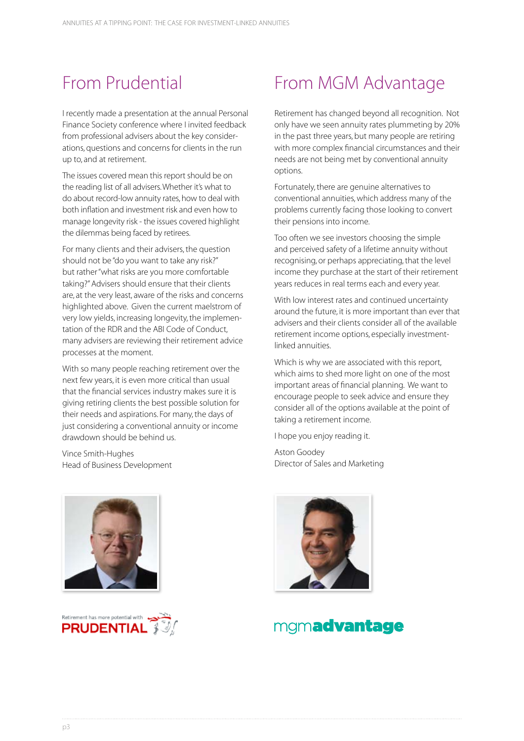## From Prudential

I recently made a presentation at the annual Personal Finance Society conference where I invited feedback from professional advisers about the key considerations, questions and concerns for clients in the run up to, and at retirement.

The issues covered mean this report should be on the reading list of all advisers. Whether it's what to do about record-low annuity rates, how to deal with both inflation and investment risk and even how to manage longevity risk - the issues covered highlight the dilemmas being faced by retirees.

For many clients and their advisers, the question should not be "do you want to take any risk?" but rather "what risks are you more comfortable taking?" Advisers should ensure that their clients are, at the very least, aware of the risks and concerns highlighted above. Given the current maelstrom of very low yields, increasing longevity, the implementation of the RDR and the ABI Code of Conduct, many advisers are reviewing their retirement advice processes at the moment.

With so many people reaching retirement over the next few years, it is even more critical than usual that the financial services industry makes sure it is giving retiring clients the best possible solution for their needs and aspirations. For many, the days of just considering a conventional annuity or income drawdown should be behind us.

Vince Smith-Hughes
Head of Business Development

Retirement has more potential with PRUDENTIAL

## From MGM Advantage

Retirement has changed beyond all recognition. Not only have we seen annuity rates plummeting by 20% in the past three years, but many people are retiring with more complex financial circumstances and their needs are not being met by conventional annuity options.

Fortunately, there are genuine alternatives to conventional annuities, which address many of the problems currently facing those looking to convert their pensions into income.

Too often we see investors choosing the simple and perceived safety of a lifetime annuity without recognising, or perhaps appreciating, that the level income they purchase at the start of their retirement years reduces in real terms each and every year.

With low interest rates and continued uncertainty around the future, it is more important than ever that advisers and their clients consider all of the available retirement income options, especially investment-linked annuities.

Which is why we are associated with this report, which aims to shed more light on one of the most important areas of financial planning. We want to encourage people to seek advice and ensure they consider all of the options available at the point of taking a retirement income.

I hope you enjoy reading it.

Aston Goodey
Director of Sales and Marketing

mgm**advantage**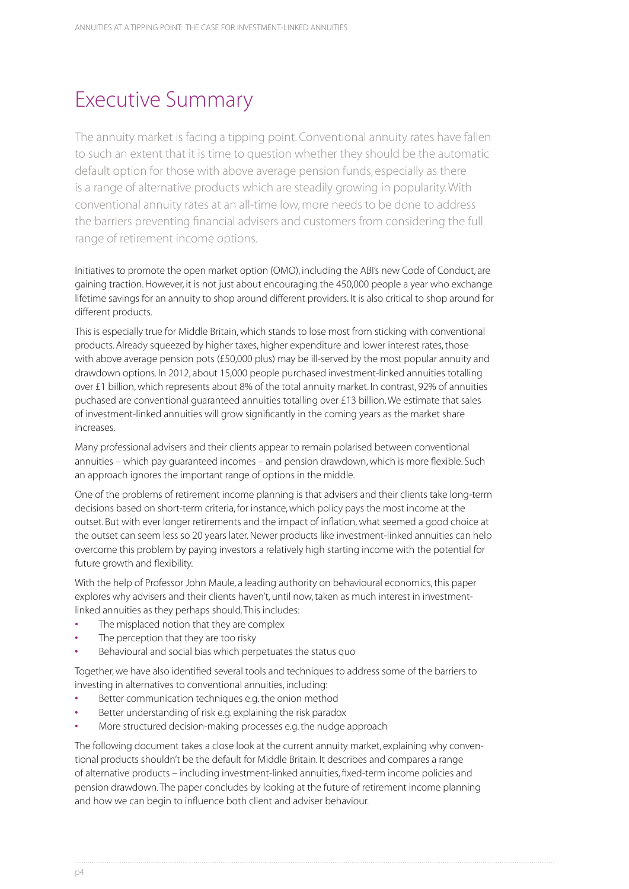# Executive Summary

The annuity market is facing a tipping point. Conventional annuity rates have fallen to such an extent that it is time to question whether they should be the automatic default option for those with above average pension funds, especially as there is a range of alternative products which are steadily growing in popularity. With conventional annuity rates at an all-time low, more needs to be done to address the barriers preventing financial advisers and customers from considering the full range of retirement income options.

Initiatives to promote the open market option (OMO), including the ABI's new Code of Conduct, are gaining traction. However, it is not just about encouraging the 450,000 people a year who exchange lifetime savings for an annuity to shop around different providers. It is also critical to shop around for different products.

This is especially true for Middle Britain, which stands to lose most from sticking with conventional products. Already squeezed by higher taxes, higher expenditure and lower interest rates, those with above average pension pots (£50,000 plus) may be ill-served by the most popular annuity and drawdown options. In 2012, about 15,000 people purchased investment-linked annuities totalling over £1 billion, which represents about 8% of the total annuity market. In contrast, 92% of annuities puchased are conventional guaranteed annuities totalling over £13 billion. We estimate that sales of investment-linked annuities will grow significantly in the coming years as the market share increases.

Many professional advisers and their clients appear to remain polarised between conventional annuities – which pay guaranteed incomes – and pension drawdown, which is more flexible. Such an approach ignores the important range of options in the middle.

One of the problems of retirement income planning is that advisers and their clients take long-term decisions based on short-term criteria, for instance, which policy pays the most income at the outset. But with ever longer retirements and the impact of inflation, what seemed a good choice at the outset can seem less so 20 years later. Newer products like investment-linked annuities can help overcome this problem by paying investors a relatively high starting income with the potential for future growth and flexibility.

With the help of Professor John Maule, a leading authority on behavioural economics, this paper explores why advisers and their clients haven't, until now, taken as much interest in investment-linked annuities as they perhaps should. This includes:

- The misplaced notion that they are complex
- The perception that they are too risky
- Behavioural and social bias which perpetuates the status quo

Together, we have also identified several tools and techniques to address some of the barriers to investing in alternatives to conventional annuities, including:

- Better communication techniques e.g. the onion method
- Better understanding of risk e.g. explaining the risk paradox
- More structured decision-making processes e.g. the nudge approach

The following document takes a close look at the current annuity market, explaining why conventional products shouldn't be the default for Middle Britain. It describes and compares a range of alternative products – including investment-linked annuities, fixed-term income policies and pension drawdown. The paper concludes by looking at the future of retirement income planning and how we can begin to influence both client and adviser behaviour.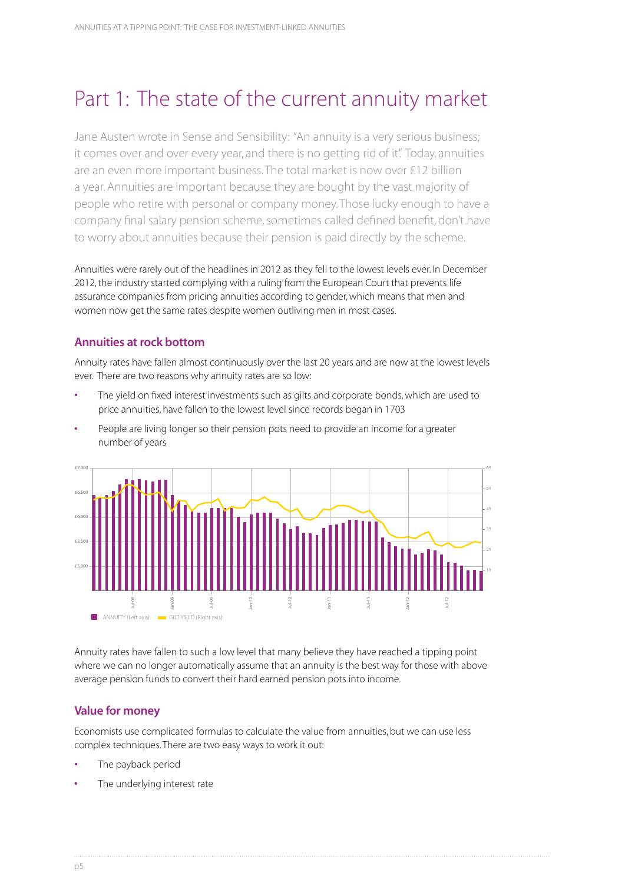# Part 1: The state of the current annuity market

Jane Austen wrote in Sense and Sensibility: "An annuity is a very serious business; it comes over and over every year, and there is no getting rid of it." Today, annuities are an even more important business. The total market is now over £12 billion a year. Annuities are important because they are bought by the vast majority of people who retire with personal or company money. Those lucky enough to have a company final salary pension scheme, sometimes called defined benefit, don't have to worry about annuities because their pension is paid directly by the scheme.

Annuities were rarely out of the headlines in 2012 as they fell to the lowest levels ever. In December 2012, the industry started complying with a ruling from the European Court that prevents life assurance companies from pricing annuities according to gender, which means that men and women now get the same rates despite women outliving men in most cases.

## Annuities at rock bottom

Annuity rates have fallen almost continuously over the last 20 years and are now at the lowest levels ever. There are two reasons why annuity rates are so low:

- The yield on fixed interest investments such as gilts and corporate bonds, which are used to price annuities, have fallen to the lowest level since records began in 1703
- People are living longer so their pension pots need to provide an income for a greater number of years

ANNUITY (Left axis) — GILT YIELD (Right axis)

Annuity rates have fallen to such a low level that many believe they have reached a tipping point where we can no longer automatically assume that an annuity is the best way for those with above average pension funds to convert their hard earned pension pots into income.

## Value for money

Economists use complicated formulas to calculate the value from annuities, but we can use less complex techniques. There are two easy ways to work it out:

- The payback period
- The underlying interest rate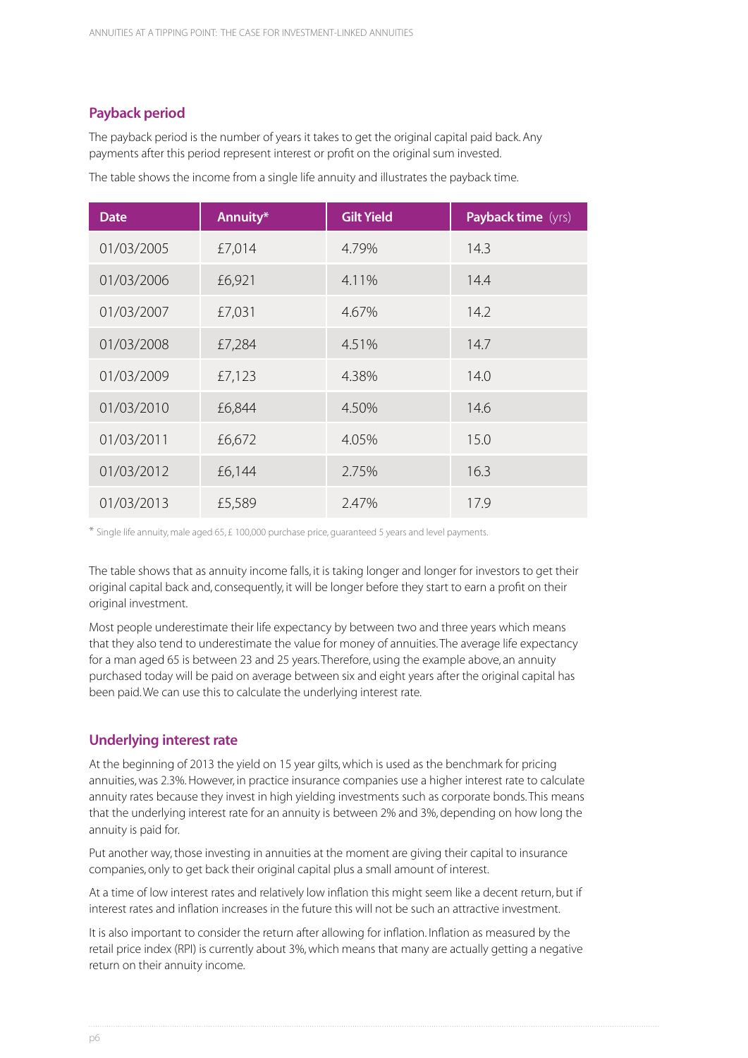## Payback period

The payback period is the number of years it takes to get the original capital paid back. Any payments after this period represent interest or profit on the original sum invested.

The table shows the income from a single life annuity and illustrates the payback time.

| Date | Annuity* | Gilt Yield | Payback time (yrs) |
|---|---|---|---|
| 01/03/2005 | £7,014 | 4.79% | 14.3 |
| 01/03/2006 | £6,921 | 4.11% | 14.4 |
| 01/03/2007 | £7,031 | 4.67% | 14.2 |
| 01/03/2008 | £7,284 | 4.51% | 14.7 |
| 01/03/2009 | £7,123 | 4.38% | 14.0 |
| 01/03/2010 | £6,844 | 4.50% | 14.6 |
| 01/03/2011 | £6,672 | 4.05% | 15.0 |
| 01/03/2012 | £6,144 | 2.75% | 16.3 |
| 01/03/2013 | £5,589 | 2.47% | 17.9 |

* Single life annuity, male aged 65, £ 100,000 purchase price, guaranteed 5 years and level payments.

The table shows that as annuity income falls, it is taking longer and longer for investors to get their original capital back and, consequently, it will be longer before they start to earn a profit on their original investment.

Most people underestimate their life expectancy by between two and three years which means that they also tend to underestimate the value for money of annuities. The average life expectancy for a man aged 65 is between 23 and 25 years. Therefore, using the example above, an annuity purchased today will be paid on average between six and eight years after the original capital has been paid. We can use this to calculate the underlying interest rate.

## Underlying interest rate

At the beginning of 2013 the yield on 15 year gilts, which is used as the benchmark for pricing annuities, was 2.3%. However, in practice insurance companies use a higher interest rate to calculate annuity rates because they invest in high yielding investments such as corporate bonds. This means that the underlying interest rate for an annuity is between 2% and 3%, depending on how long the annuity is paid for.

Put another way, those investing in annuities at the moment are giving their capital to insurance companies, only to get back their original capital plus a small amount of interest.

At a time of low interest rates and relatively low inflation this might seem like a decent return, but if interest rates and inflation increases in the future this will not be such an attractive investment.

It is also important to consider the return after allowing for inflation. Inflation as measured by the retail price index (RPI) is currently about 3%, which means that many are actually getting a negative return on their annuity income.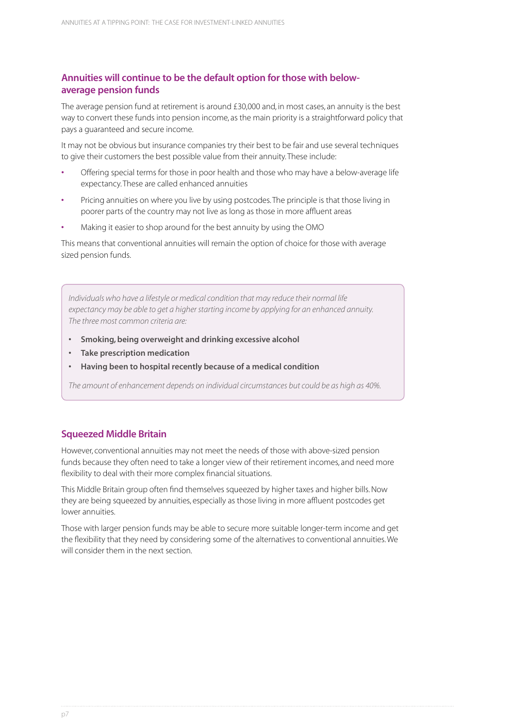## Annuities will continue to be the default option for those with below-average pension funds

The average pension fund at retirement is around £30,000 and, in most cases, an annuity is the best way to convert these funds into pension income, as the main priority is a straightforward policy that pays a guaranteed and secure income.

It may not be obvious but insurance companies try their best to be fair and use several techniques to give their customers the best possible value from their annuity. These include:

- Offering special terms for those in poor health and those who may have a below-average life expectancy. These are called enhanced annuities
- Pricing annuities on where you live by using postcodes. The principle is that those living in poorer parts of the country may not live as long as those in more affluent areas
- Making it easier to shop around for the best annuity by using the OMO

This means that conventional annuities will remain the option of choice for those with average sized pension funds.

> *Individuals who have a lifestyle or medical condition that may reduce their normal life expectancy may be able to get a higher starting income by applying for an enhanced annuity. The three most common criteria are:*
>
> - **Smoking, being overweight and drinking excessive alcohol**
> - **Take prescription medication**
> - **Having been to hospital recently because of a medical condition**
>
> *The amount of enhancement depends on individual circumstances but could be as high as 40%.*

## Squeezed Middle Britain

However, conventional annuities may not meet the needs of those with above-sized pension funds because they often need to take a longer view of their retirement incomes, and need more flexibility to deal with their more complex financial situations.

This Middle Britain group often find themselves squeezed by higher taxes and higher bills. Now they are being squeezed by annuities, especially as those living in more affluent postcodes get lower annuities.

Those with larger pension funds may be able to secure more suitable longer-term income and get the flexibility that they need by considering some of the alternatives to conventional annuities. We will consider them in the next section.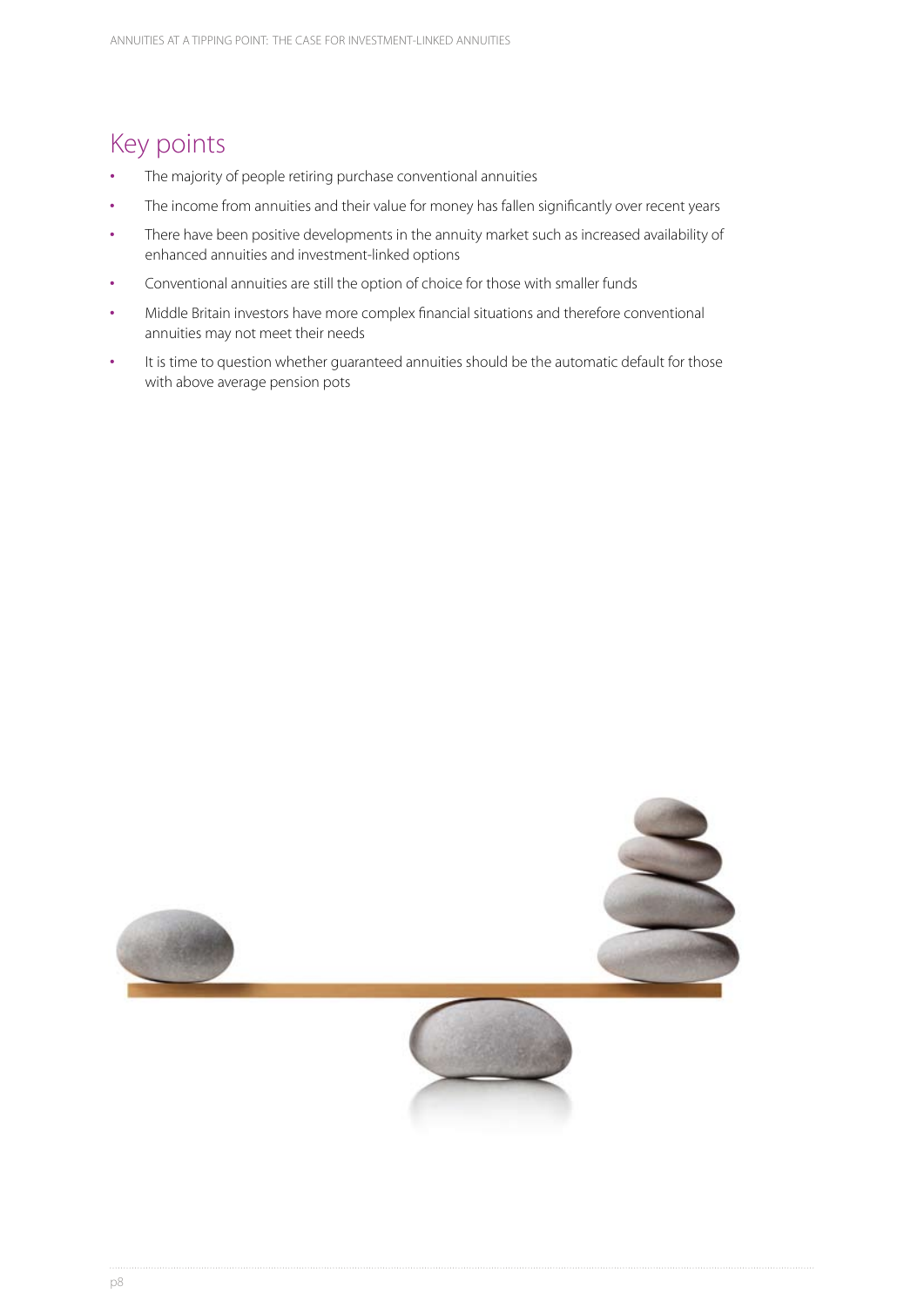## Key points

- The majority of people retiring purchase conventional annuities
- The income from annuities and their value for money has fallen significantly over recent years
- There have been positive developments in the annuity market such as increased availability of enhanced annuities and investment-linked options
- Conventional annuities are still the option of choice for those with smaller funds
- Middle Britain investors have more complex financial situations and therefore conventional annuities may not meet their needs
- It is time to question whether guaranteed annuities should be the automatic default for those with above average pension pots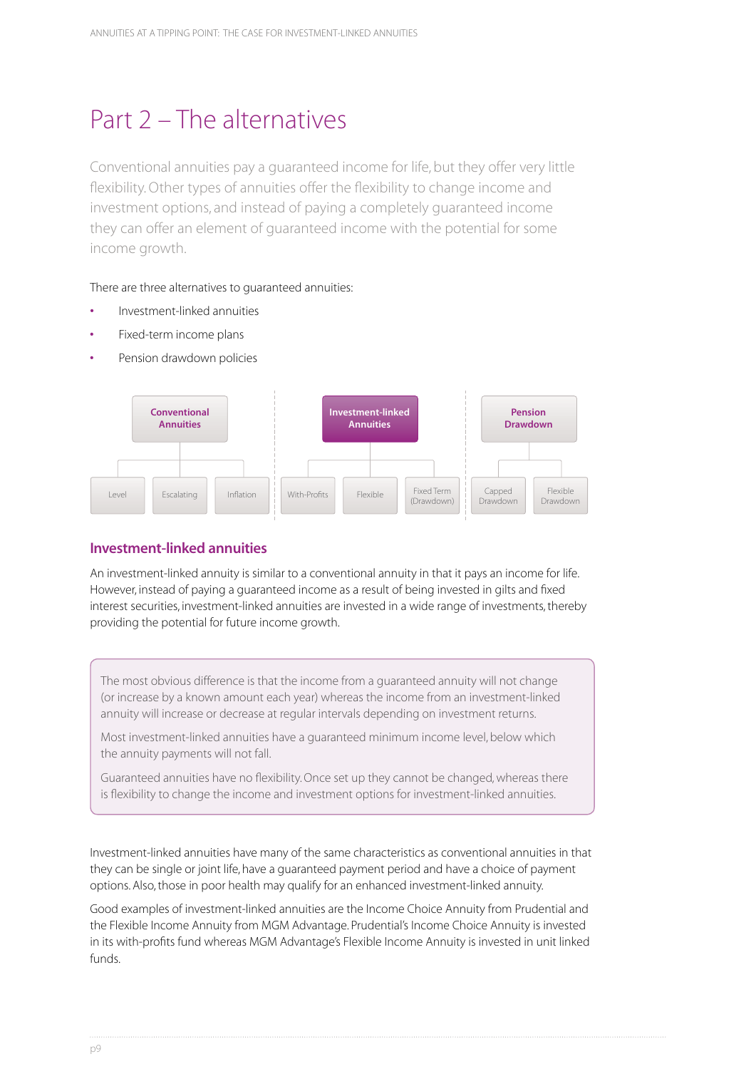# Part 2 – The alternatives

Conventional annuities pay a guaranteed income for life, but they offer very little flexibility. Other types of annuities offer the flexibility to change income and investment options, and instead of paying a completely guaranteed income they can offer an element of guaranteed income with the potential for some income growth.

There are three alternatives to guaranteed annuities:

- Investment-linked annuities
- Fixed-term income plans
- Pension drawdown policies

| Conventional Annuities | Investment-linked Annuities | Pension Drawdown |
|---|---|---|
| Level | With-Profits | Capped Drawdown |
| Escalating | Flexible | Flexible Drawdown |
| Inflation | Fixed Term (Drawdown) | |

## Investment-linked annuities

An investment-linked annuity is similar to a conventional annuity in that it pays an income for life. However, instead of paying a guaranteed income as a result of being invested in gilts and fixed interest securities, investment-linked annuities are invested in a wide range of investments, thereby providing the potential for future income growth.

> The most obvious difference is that the income from a guaranteed annuity will not change (or increase by a known amount each year) whereas the income from an investment-linked annuity will increase or decrease at regular intervals depending on investment returns.
>
> Most investment-linked annuities have a guaranteed minimum income level, below which the annuity payments will not fall.
>
> Guaranteed annuities have no flexibility. Once set up they cannot be changed, whereas there is flexibility to change the income and investment options for investment-linked annuities.

Investment-linked annuities have many of the same characteristics as conventional annuities in that they can be single or joint life, have a guaranteed payment period and have a choice of payment options. Also, those in poor health may qualify for an enhanced investment-linked annuity.

Good examples of investment-linked annuities are the Income Choice Annuity from Prudential and the Flexible Income Annuity from MGM Advantage. Prudential's Income Choice Annuity is invested in its with-profits fund whereas MGM Advantage's Flexible Income Annuity is invested in unit linked funds.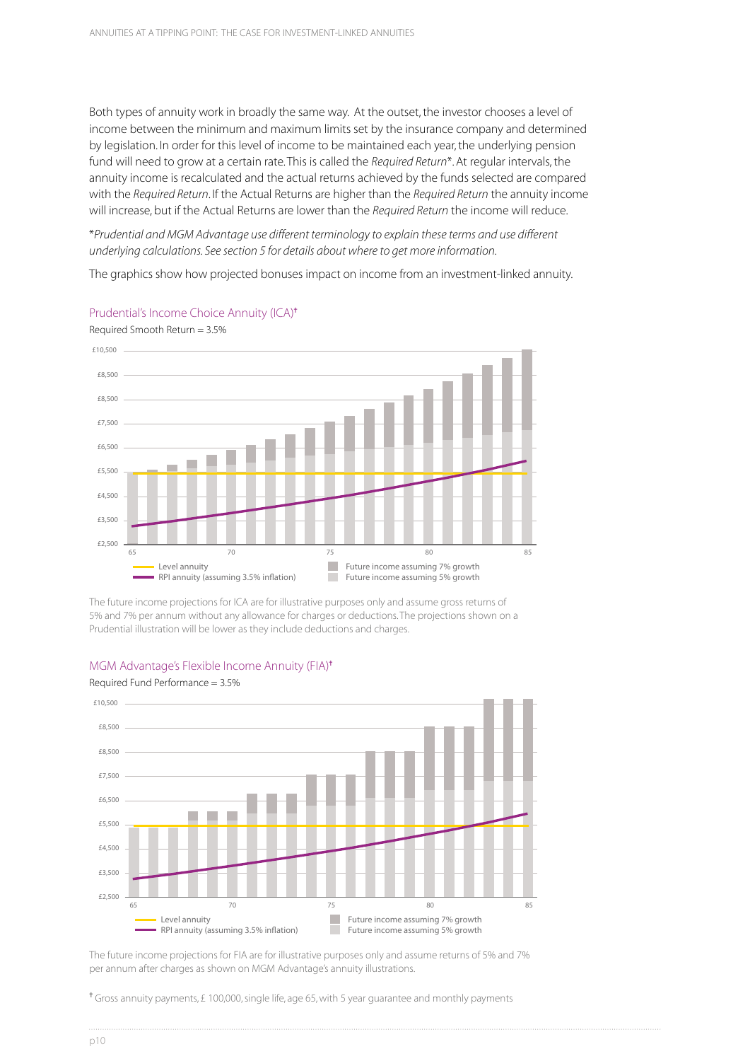Both types of annuity work in broadly the same way. At the outset, the investor chooses a level of income between the minimum and maximum limits set by the insurance company and determined by legislation. In order for this level of income to be maintained each year, the underlying pension fund will need to grow at a certain rate. This is called the *Required Return*\*. At regular intervals, the annuity income is recalculated and the actual returns achieved by the funds selected are compared with the *Required Return*. If the Actual Returns are higher than the *Required Return* the annuity income will increase, but if the Actual Returns are lower than the *Required Return* the income will reduce.

\**Prudential and MGM Advantage use different terminology to explain these terms and use different underlying calculations. See section 5 for details about where to get more information.*

The graphics show how projected bonuses impact on income from an investment-linked annuity.

### Prudential's Income Choice Annuity (ICA)†

Required Smooth Return = 3.5%

The future income projections for ICA are for illustrative purposes only and assume gross returns of 5% and 7% per annum without any allowance for charges or deductions. The projections shown on a Prudential illustration will be lower as they include deductions and charges.

### MGM Advantage's Flexible Income Annuity (FIA)†

Required Fund Performance = 3.5%

The future income projections for FIA are for illustrative purposes only and assume returns of 5% and 7% per annum after charges as shown on MGM Advantage's annuity illustrations.

† Gross annuity payments, £ 100,000, single life, age 65, with 5 year guarantee and monthly payments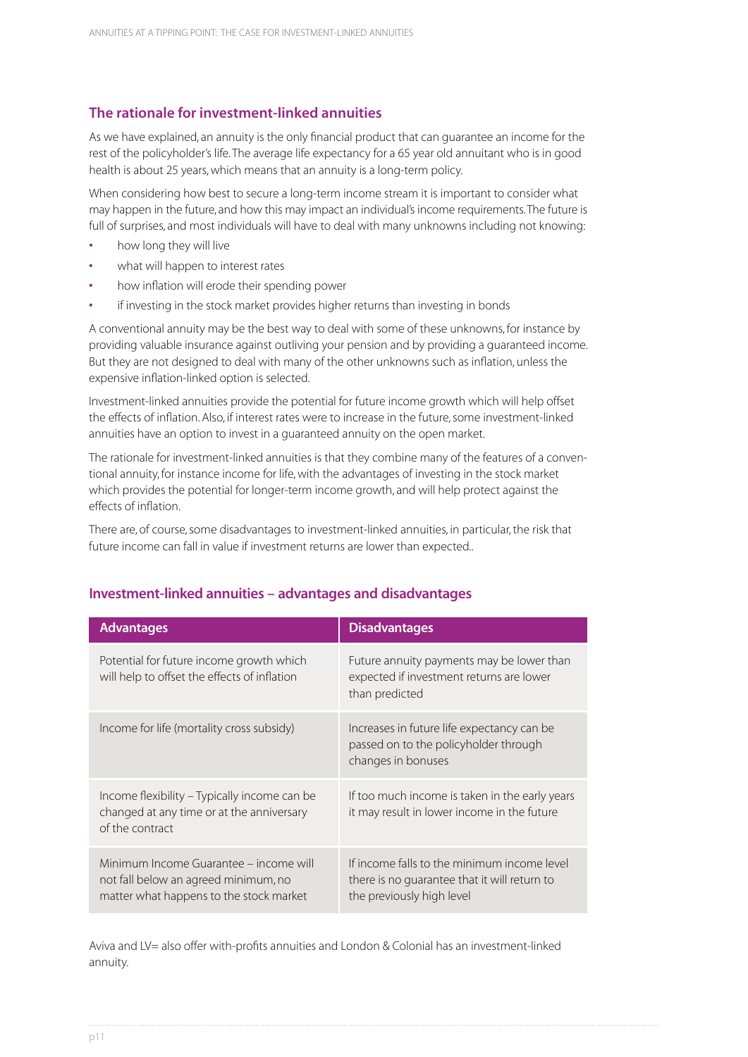## The rationale for investment-linked annuities

As we have explained, an annuity is the only financial product that can guarantee an income for the rest of the policyholder's life. The average life expectancy for a 65 year old annuitant who is in good health is about 25 years, which means that an annuity is a long-term policy.

When considering how best to secure a long-term income stream it is important to consider what may happen in the future, and how this may impact an individual's income requirements. The future is full of surprises, and most individuals will have to deal with many unknowns including not knowing:

- how long they will live
- what will happen to interest rates
- how inflation will erode their spending power
- if investing in the stock market provides higher returns than investing in bonds

A conventional annuity may be the best way to deal with some of these unknowns, for instance by providing valuable insurance against outliving your pension and by providing a guaranteed income. But they are not designed to deal with many of the other unknowns such as inflation, unless the expensive inflation-linked option is selected.

Investment-linked annuities provide the potential for future income growth which will help offset the effects of inflation. Also, if interest rates were to increase in the future, some investment-linked annuities have an option to invest in a guaranteed annuity on the open market.

The rationale for investment-linked annuities is that they combine many of the features of a conventional annuity, for instance income for life, with the advantages of investing in the stock market which provides the potential for longer-term income growth, and will help protect against the effects of inflation.

There are, of course, some disadvantages to investment-linked annuities, in particular, the risk that future income can fall in value if investment returns are lower than expected..

## Investment-linked annuities – advantages and disadvantages

| Advantages | Disadvantages |
|---|---|
| Potential for future income growth which will help to offset the effects of inflation | Future annuity payments may be lower than expected if investment returns are lower than predicted |
| Income for life (mortality cross subsidy) | Increases in future life expectancy can be passed on to the policyholder through changes in bonuses |
| Income flexibility – Typically income can be changed at any time or at the anniversary of the contract | If too much income is taken in the early years it may result in lower income in the future |
| Minimum Income Guarantee – income will not fall below an agreed minimum, no matter what happens to the stock market | If income falls to the minimum income level there is no guarantee that it will return to the previously high level |

Aviva and LV= also offer with-profits annuities and London & Colonial has an investment-linked annuity.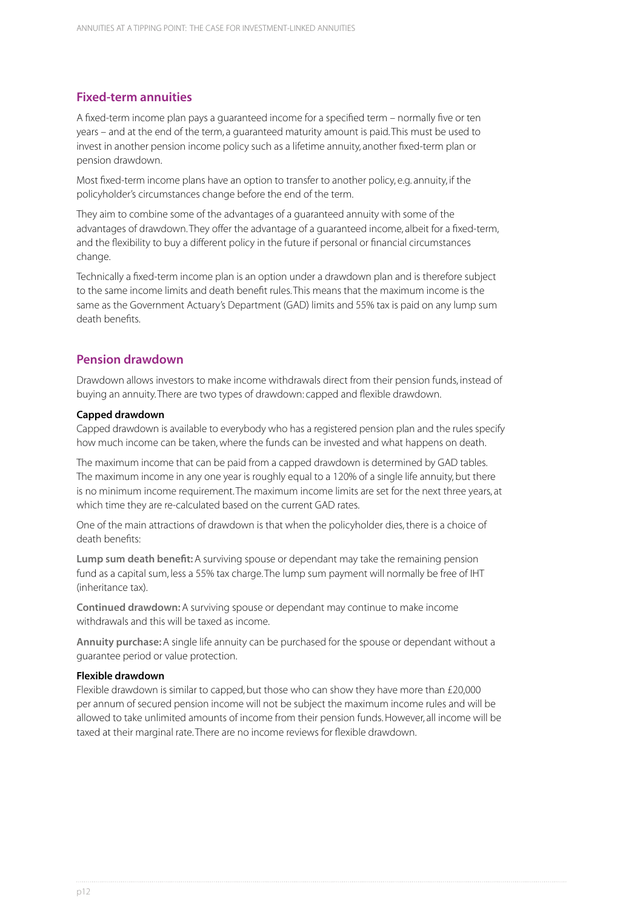## Fixed-term annuities

A fixed-term income plan pays a guaranteed income for a specified term – normally five or ten years – and at the end of the term, a guaranteed maturity amount is paid. This must be used to invest in another pension income policy such as a lifetime annuity, another fixed-term plan or pension drawdown.

Most fixed-term income plans have an option to transfer to another policy, e.g. annuity, if the policyholder's circumstances change before the end of the term.

They aim to combine some of the advantages of a guaranteed annuity with some of the advantages of drawdown. They offer the advantage of a guaranteed income, albeit for a fixed-term, and the flexibility to buy a different policy in the future if personal or financial circumstances change.

Technically a fixed-term income plan is an option under a drawdown plan and is therefore subject to the same income limits and death benefit rules. This means that the maximum income is the same as the Government Actuary's Department (GAD) limits and 55% tax is paid on any lump sum death benefits.

## Pension drawdown

Drawdown allows investors to make income withdrawals direct from their pension funds, instead of buying an annuity. There are two types of drawdown: capped and flexible drawdown.

### Capped drawdown

Capped drawdown is available to everybody who has a registered pension plan and the rules specify how much income can be taken, where the funds can be invested and what happens on death.

The maximum income that can be paid from a capped drawdown is determined by GAD tables. The maximum income in any one year is roughly equal to a 120% of a single life annuity, but there is no minimum income requirement. The maximum income limits are set for the next three years, at which time they are re-calculated based on the current GAD rates.

One of the main attractions of drawdown is that when the policyholder dies, there is a choice of death benefits:

**Lump sum death benefit:** A surviving spouse or dependant may take the remaining pension fund as a capital sum, less a 55% tax charge. The lump sum payment will normally be free of IHT (inheritance tax).

**Continued drawdown:** A surviving spouse or dependant may continue to make income withdrawals and this will be taxed as income.

**Annuity purchase:** A single life annuity can be purchased for the spouse or dependant without a guarantee period or value protection.

### Flexible drawdown

Flexible drawdown is similar to capped, but those who can show they have more than £20,000 per annum of secured pension income will not be subject the maximum income rules and will be allowed to take unlimited amounts of income from their pension funds. However, all income will be taxed at their marginal rate. There are no income reviews for flexible drawdown.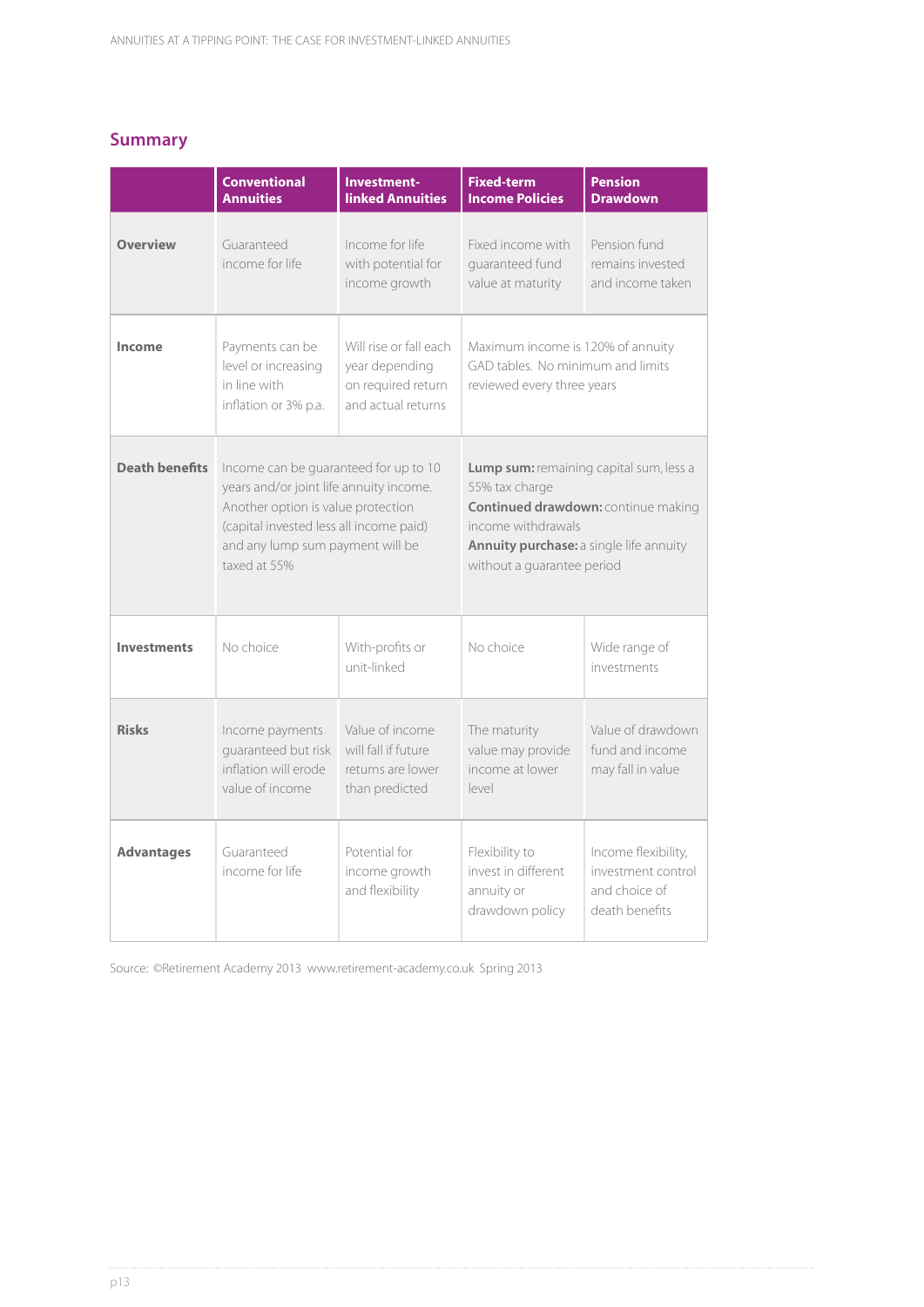## Summary

| | Conventional Annuities | Investment-linked Annuities | Fixed-term Income Policies | Pension Drawdown |
|---|---|---|---|---|
| **Overview** | Guaranteed income for life | Income for life with potential for income growth | Fixed income with guaranteed fund value at maturity | Pension fund remains invested and income taken |
| **Income** | Payments can be level or increasing in line with inflation or 3% p.a. | Will rise or fall each year depending on required return and actual returns | Maximum income is 120% of annuity GAD tables. No minimum and limits reviewed every three years | |
| **Death benefits** | Income can be guaranteed for up to 10 years and/or joint life annuity income. Another option is value protection (capital invested less all income paid) and any lump sum payment will be taxed at 55% | | **Lump sum:** remaining capital sum, less a 55% tax charge<br>**Continued drawdown:** continue making income withdrawals<br>**Annuity purchase:** a single life annuity without a guarantee period | |
| **Investments** | No choice | With-profits or unit-linked | No choice | Wide range of investments |
| **Risks** | Income payments guaranteed but risk inflation will erode value of income | Value of income will fall if future returns are lower than predicted | The maturity value may provide income at lower level | Value of drawdown fund and income may fall in value |
| **Advantages** | Guaranteed income for life | Potential for income growth and flexibility | Flexibility to invest in different annuity or drawdown policy | Income flexibility, investment control and choice of death benefits |

Source: ©Retirement Academy 2013 www.retirement-academy.co.uk Spring 2013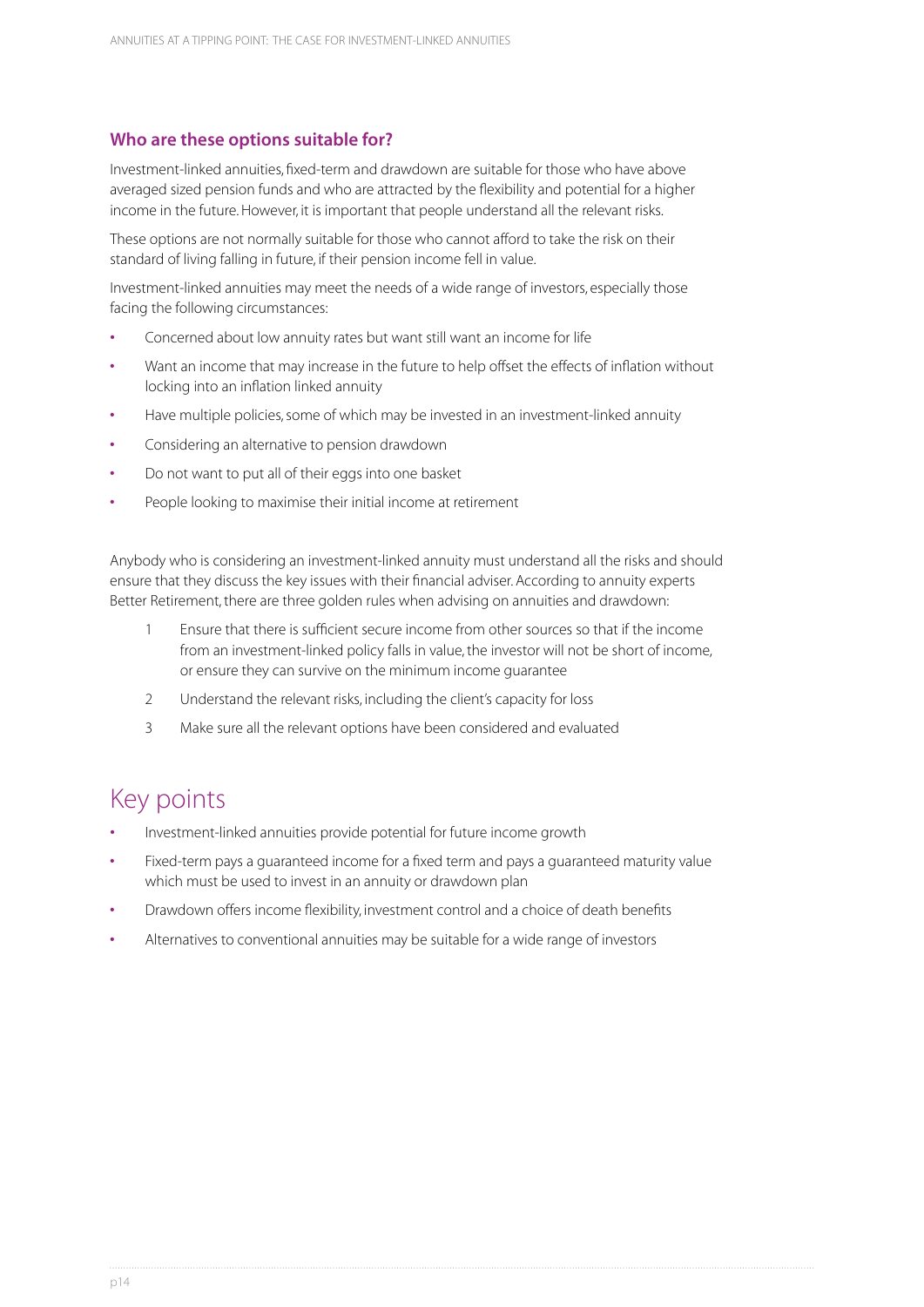### Who are these options suitable for?

Investment-linked annuities, fixed-term and drawdown are suitable for those who have above averaged sized pension funds and who are attracted by the flexibility and potential for a higher income in the future. However, it is important that people understand all the relevant risks.

These options are not normally suitable for those who cannot afford to take the risk on their standard of living falling in future, if their pension income fell in value.

Investment-linked annuities may meet the needs of a wide range of investors, especially those facing the following circumstances:

- Concerned about low annuity rates but want still want an income for life
- Want an income that may increase in the future to help offset the effects of inflation without locking into an inflation linked annuity
- Have multiple policies, some of which may be invested in an investment-linked annuity
- Considering an alternative to pension drawdown
- Do not want to put all of their eggs into one basket
- People looking to maximise their initial income at retirement

Anybody who is considering an investment-linked annuity must understand all the risks and should ensure that they discuss the key issues with their financial adviser. According to annuity experts Better Retirement, there are three golden rules when advising on annuities and drawdown:

1. Ensure that there is sufficient secure income from other sources so that if the income from an investment-linked policy falls in value, the investor will not be short of income, or ensure they can survive on the minimum income guarantee
2. Understand the relevant risks, including the client's capacity for loss
3. Make sure all the relevant options have been considered and evaluated

## Key points

- Investment-linked annuities provide potential for future income growth
- Fixed-term pays a guaranteed income for a fixed term and pays a guaranteed maturity value which must be used to invest in an annuity or drawdown plan
- Drawdown offers income flexibility, investment control and a choice of death benefits
- Alternatives to conventional annuities may be suitable for a wide range of investors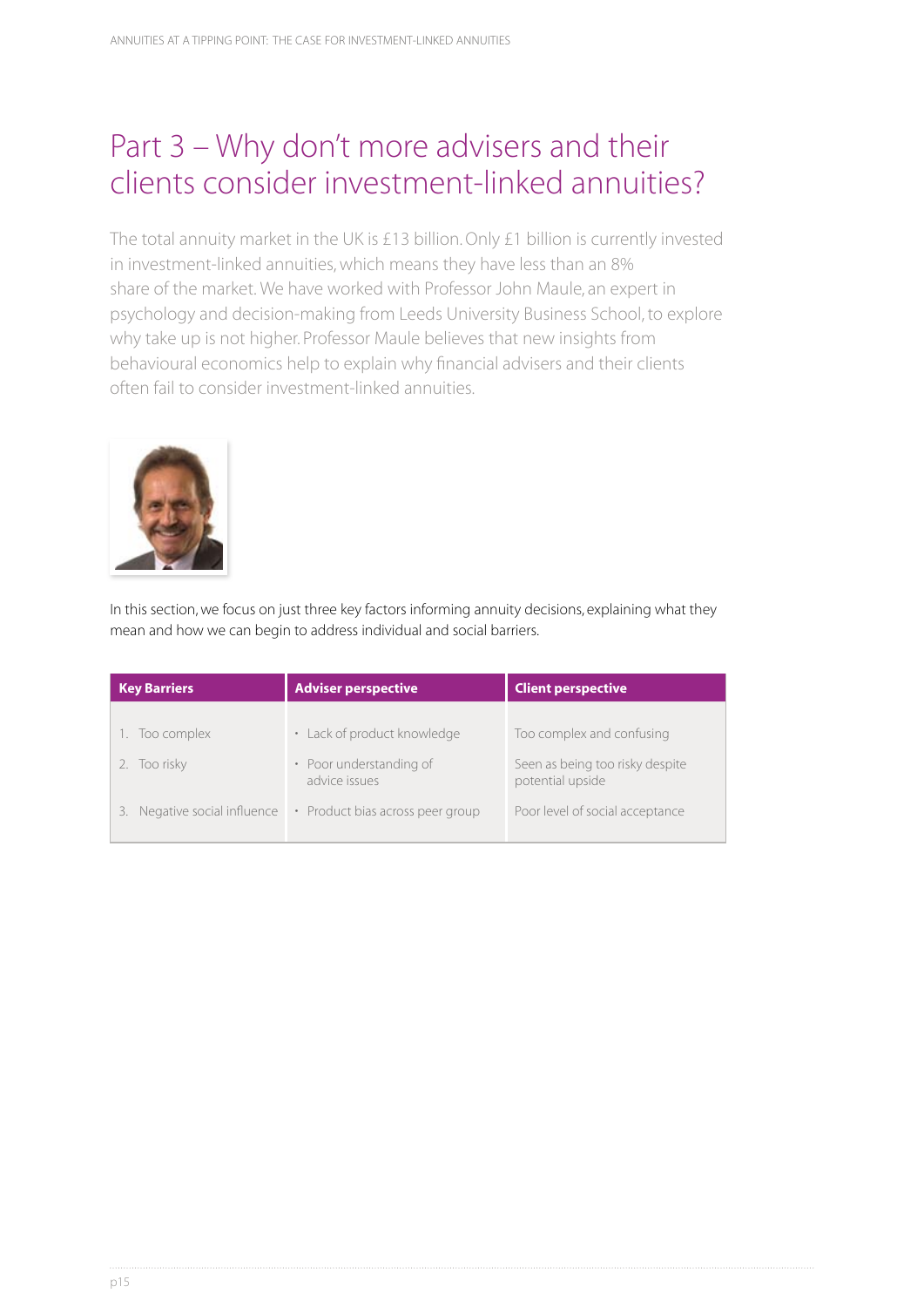# Part 3 – Why don't more advisers and their clients consider investment-linked annuities?

The total annuity market in the UK is £13 billion. Only £1 billion is currently invested in investment-linked annuities, which means they have less than an 8% share of the market. We have worked with Professor John Maule, an expert in psychology and decision-making from Leeds University Business School, to explore why take up is not higher. Professor Maule believes that new insights from behavioural economics help to explain why financial advisers and their clients often fail to consider investment-linked annuities.

In this section, we focus on just three key factors informing annuity decisions, explaining what they mean and how we can begin to address individual and social barriers.

| Key Barriers | Adviser perspective | Client perspective |
|---|---|---|
| 1. Too complex | • Lack of product knowledge | Too complex and confusing |
| 2. Too risky | • Poor understanding of advice issues | Seen as being too risky despite potential upside |
| 3. Negative social influence | • Product bias across peer group | Poor level of social acceptance |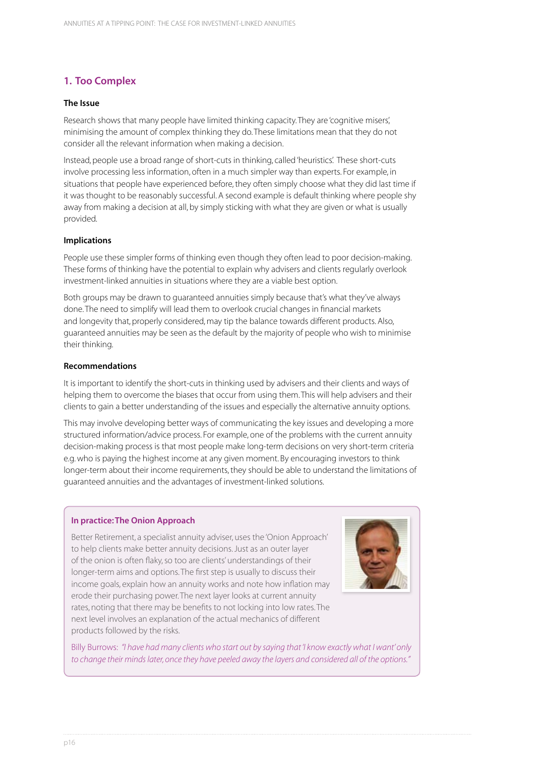## 1. Too Complex

### The Issue

Research shows that many people have limited thinking capacity. They are 'cognitive misers', minimising the amount of complex thinking they do. These limitations mean that they do not consider all the relevant information when making a decision.

Instead, people use a broad range of short-cuts in thinking, called 'heuristics'. These short-cuts involve processing less information, often in a much simpler way than experts. For example, in situations that people have experienced before, they often simply choose what they did last time if it was thought to be reasonably successful. A second example is default thinking where people shy away from making a decision at all, by simply sticking with what they are given or what is usually provided.

### Implications

People use these simpler forms of thinking even though they often lead to poor decision-making. These forms of thinking have the potential to explain why advisers and clients regularly overlook investment-linked annuities in situations where they are a viable best option.

Both groups may be drawn to guaranteed annuities simply because that's what they've always done. The need to simplify will lead them to overlook crucial changes in financial markets and longevity that, properly considered, may tip the balance towards different products. Also, guaranteed annuities may be seen as the default by the majority of people who wish to minimise their thinking.

### Recommendations

It is important to identify the short-cuts in thinking used by advisers and their clients and ways of helping them to overcome the biases that occur from using them. This will help advisers and their clients to gain a better understanding of the issues and especially the alternative annuity options.

This may involve developing better ways of communicating the key issues and developing a more structured information/advice process. For example, one of the problems with the current annuity decision-making process is that most people make long-term decisions on very short-term criteria e.g. who is paying the highest income at any given moment. By encouraging investors to think longer-term about their income requirements, they should be able to understand the limitations of guaranteed annuities and the advantages of investment-linked solutions.

#### In practice: The Onion Approach

Better Retirement, a specialist annuity adviser, uses the 'Onion Approach' to help clients make better annuity decisions. Just as an outer layer of the onion is often flaky, so too are clients' understandings of their longer-term aims and options. The first step is usually to discuss their income goals, explain how an annuity works and note how inflation may erode their purchasing power. The next layer looks at current annuity rates, noting that there may be benefits to not locking into low rates. The next level involves an explanation of the actual mechanics of different products followed by the risks.

Billy Burrows: *"I have had many clients who start out by saying that 'I know exactly what I want' only to change their minds later, once they have peeled away the layers and considered all of the options."*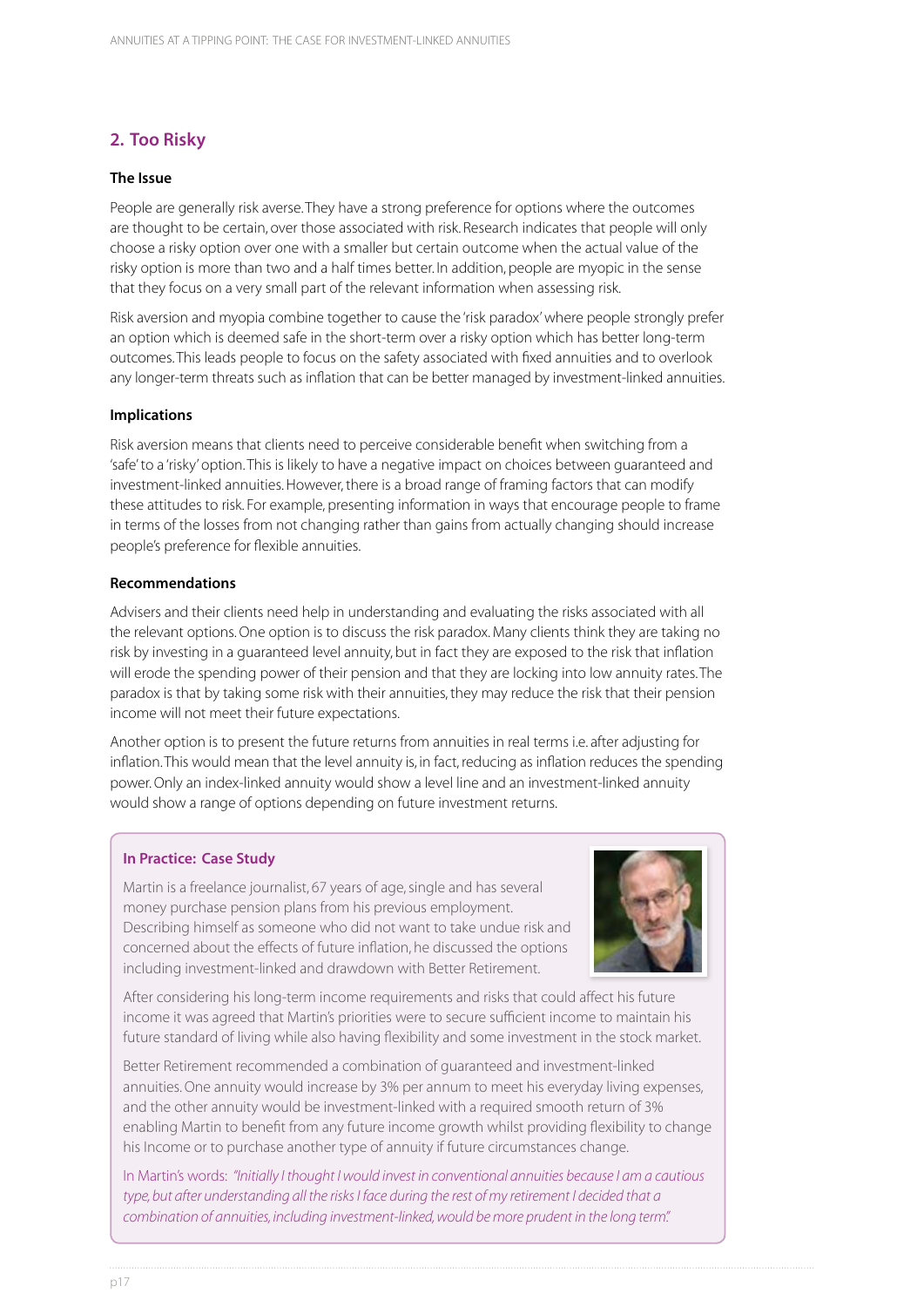## 2. Too Risky

### The Issue

People are generally risk averse. They have a strong preference for options where the outcomes are thought to be certain, over those associated with risk. Research indicates that people will only choose a risky option over one with a smaller but certain outcome when the actual value of the risky option is more than two and a half times better. In addition, people are myopic in the sense that they focus on a very small part of the relevant information when assessing risk.

Risk aversion and myopia combine together to cause the 'risk paradox' where people strongly prefer an option which is deemed safe in the short-term over a risky option which has better long-term outcomes. This leads people to focus on the safety associated with fixed annuities and to overlook any longer-term threats such as inflation that can be better managed by investment-linked annuities.

### Implications

Risk aversion means that clients need to perceive considerable benefit when switching from a 'safe' to a 'risky' option. This is likely to have a negative impact on choices between guaranteed and investment-linked annuities. However, there is a broad range of framing factors that can modify these attitudes to risk. For example, presenting information in ways that encourage people to frame in terms of the losses from not changing rather than gains from actually changing should increase people's preference for flexible annuities.

### Recommendations

Advisers and their clients need help in understanding and evaluating the risks associated with all the relevant options. One option is to discuss the risk paradox. Many clients think they are taking no risk by investing in a guaranteed level annuity, but in fact they are exposed to the risk that inflation will erode the spending power of their pension and that they are locking into low annuity rates. The paradox is that by taking some risk with their annuities, they may reduce the risk that their pension income will not meet their future expectations.

Another option is to present the future returns from annuities in real terms i.e. after adjusting for inflation. This would mean that the level annuity is, in fact, reducing as inflation reduces the spending power. Only an index-linked annuity would show a level line and an investment-linked annuity would show a range of options depending on future investment returns.

### In Practice: Case Study

Martin is a freelance journalist, 67 years of age, single and has several money purchase pension plans from his previous employment. Describing himself as someone who did not want to take undue risk and concerned about the effects of future inflation, he discussed the options including investment-linked and drawdown with Better Retirement.

After considering his long-term income requirements and risks that could affect his future income it was agreed that Martin's priorities were to secure sufficient income to maintain his future standard of living while also having flexibility and some investment in the stock market.

Better Retirement recommended a combination of guaranteed and investment-linked annuities. One annuity would increase by 3% per annum to meet his everyday living expenses, and the other annuity would be investment-linked with a required smooth return of 3% enabling Martin to benefit from any future income growth whilst providing flexibility to change his Income or to purchase another type of annuity if future circumstances change.

In Martin's words: *"Initially I thought I would invest in conventional annuities because I am a cautious type, but after understanding all the risks I face during the rest of my retirement I decided that a combination of annuities, including investment-linked, would be more prudent in the long term."*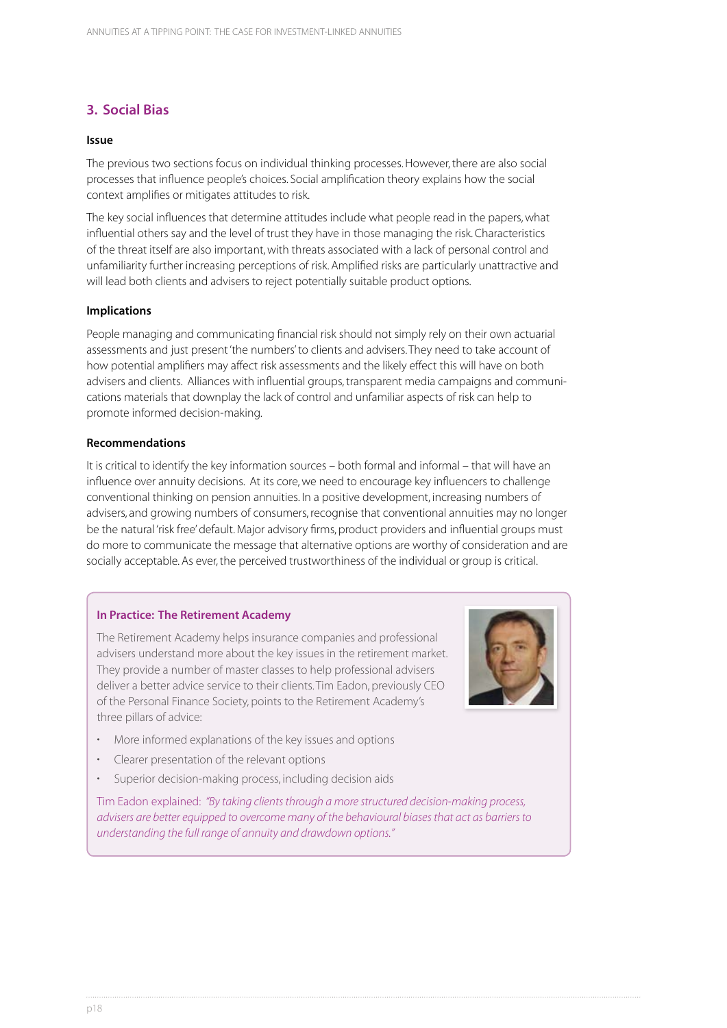## 3. Social Bias

### Issue

The previous two sections focus on individual thinking processes. However, there are also social processes that influence people's choices. Social amplification theory explains how the social context amplifies or mitigates attitudes to risk.

The key social influences that determine attitudes include what people read in the papers, what influential others say and the level of trust they have in those managing the risk. Characteristics of the threat itself are also important, with threats associated with a lack of personal control and unfamiliarity further increasing perceptions of risk. Amplified risks are particularly unattractive and will lead both clients and advisers to reject potentially suitable product options.

### Implications

People managing and communicating financial risk should not simply rely on their own actuarial assessments and just present 'the numbers' to clients and advisers. They need to take account of how potential amplifiers may affect risk assessments and the likely effect this will have on both advisers and clients. Alliances with influential groups, transparent media campaigns and communications materials that downplay the lack of control and unfamiliar aspects of risk can help to promote informed decision-making.

### Recommendations

It is critical to identify the key information sources – both formal and informal – that will have an influence over annuity decisions. At its core, we need to encourage key influencers to challenge conventional thinking on pension annuities. In a positive development, increasing numbers of advisers, and growing numbers of consumers, recognise that conventional annuities may no longer be the natural 'risk free' default. Major advisory firms, product providers and influential groups must do more to communicate the message that alternative options are worthy of consideration and are socially acceptable. As ever, the perceived trustworthiness of the individual or group is critical.

### In Practice: The Retirement Academy

The Retirement Academy helps insurance companies and professional advisers understand more about the key issues in the retirement market. They provide a number of master classes to help professional advisers deliver a better advice service to their clients. Tim Eadon, previously CEO of the Personal Finance Society, points to the Retirement Academy's three pillars of advice:

- More informed explanations of the key issues and options
- Clearer presentation of the relevant options
- Superior decision-making process, including decision aids

Tim Eadon explained: *"By taking clients through a more structured decision-making process, advisers are better equipped to overcome many of the behavioural biases that act as barriers to understanding the full range of annuity and drawdown options."*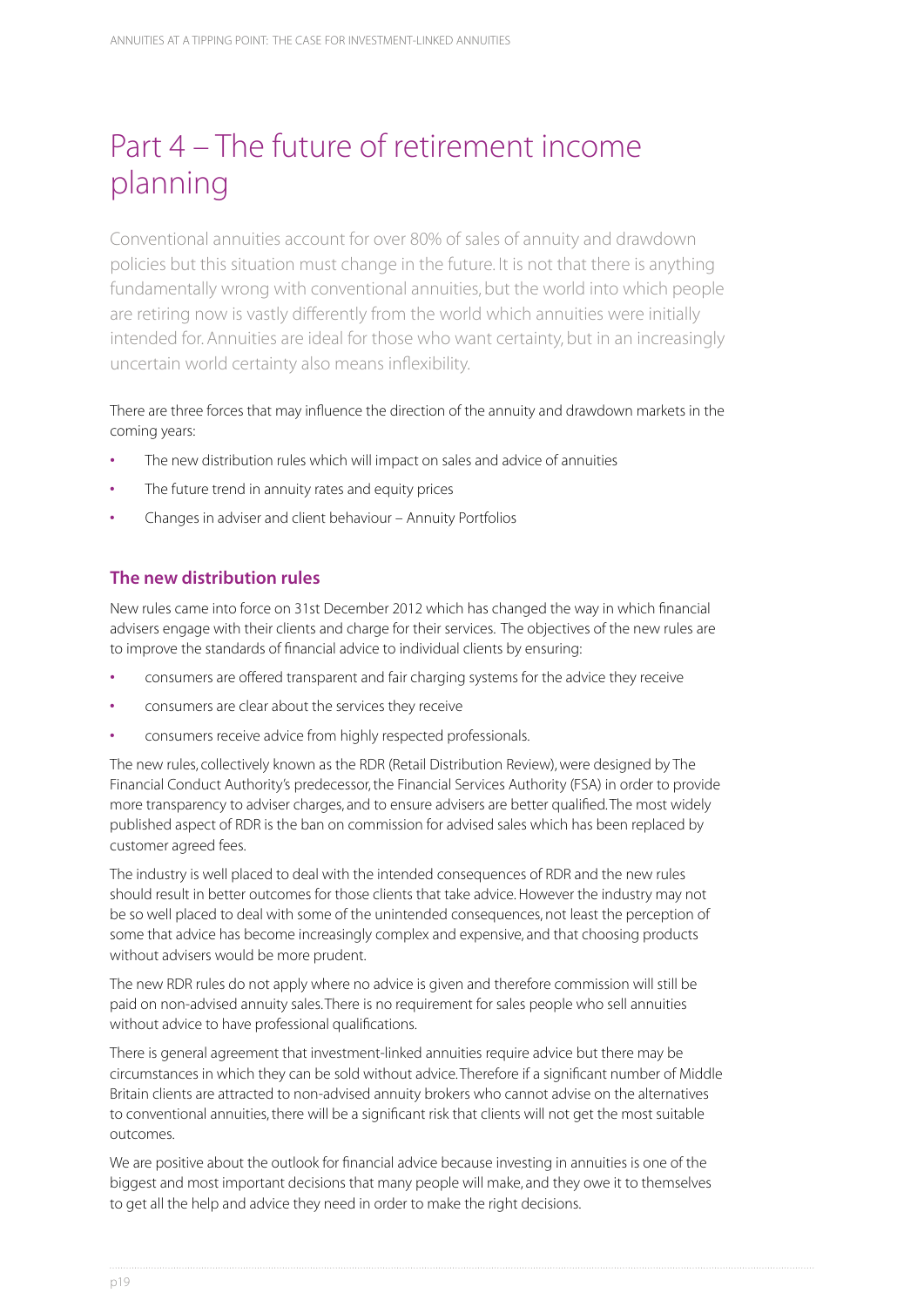# Part 4 – The future of retirement income planning

Conventional annuities account for over 80% of sales of annuity and drawdown policies but this situation must change in the future. It is not that there is anything fundamentally wrong with conventional annuities, but the world into which people are retiring now is vastly differently from the world which annuities were initially intended for. Annuities are ideal for those who want certainty, but in an increasingly uncertain world certainty also means inflexibility.

There are three forces that may influence the direction of the annuity and drawdown markets in the coming years:

- The new distribution rules which will impact on sales and advice of annuities
- The future trend in annuity rates and equity prices
- Changes in adviser and client behaviour – Annuity Portfolios

## The new distribution rules

New rules came into force on 31st December 2012 which has changed the way in which financial advisers engage with their clients and charge for their services. The objectives of the new rules are to improve the standards of financial advice to individual clients by ensuring:

- consumers are offered transparent and fair charging systems for the advice they receive
- consumers are clear about the services they receive
- consumers receive advice from highly respected professionals.

The new rules, collectively known as the RDR (Retail Distribution Review), were designed by The Financial Conduct Authority's predecessor, the Financial Services Authority (FSA) in order to provide more transparency to adviser charges, and to ensure advisers are better qualified. The most widely published aspect of RDR is the ban on commission for advised sales which has been replaced by customer agreed fees.

The industry is well placed to deal with the intended consequences of RDR and the new rules should result in better outcomes for those clients that take advice. However the industry may not be so well placed to deal with some of the unintended consequences, not least the perception of some that advice has become increasingly complex and expensive, and that choosing products without advisers would be more prudent.

The new RDR rules do not apply where no advice is given and therefore commission will still be paid on non-advised annuity sales. There is no requirement for sales people who sell annuities without advice to have professional qualifications.

There is general agreement that investment-linked annuities require advice but there may be circumstances in which they can be sold without advice. Therefore if a significant number of Middle Britain clients are attracted to non-advised annuity brokers who cannot advise on the alternatives to conventional annuities, there will be a significant risk that clients will not get the most suitable outcomes.

We are positive about the outlook for financial advice because investing in annuities is one of the biggest and most important decisions that many people will make, and they owe it to themselves to get all the help and advice they need in order to make the right decisions.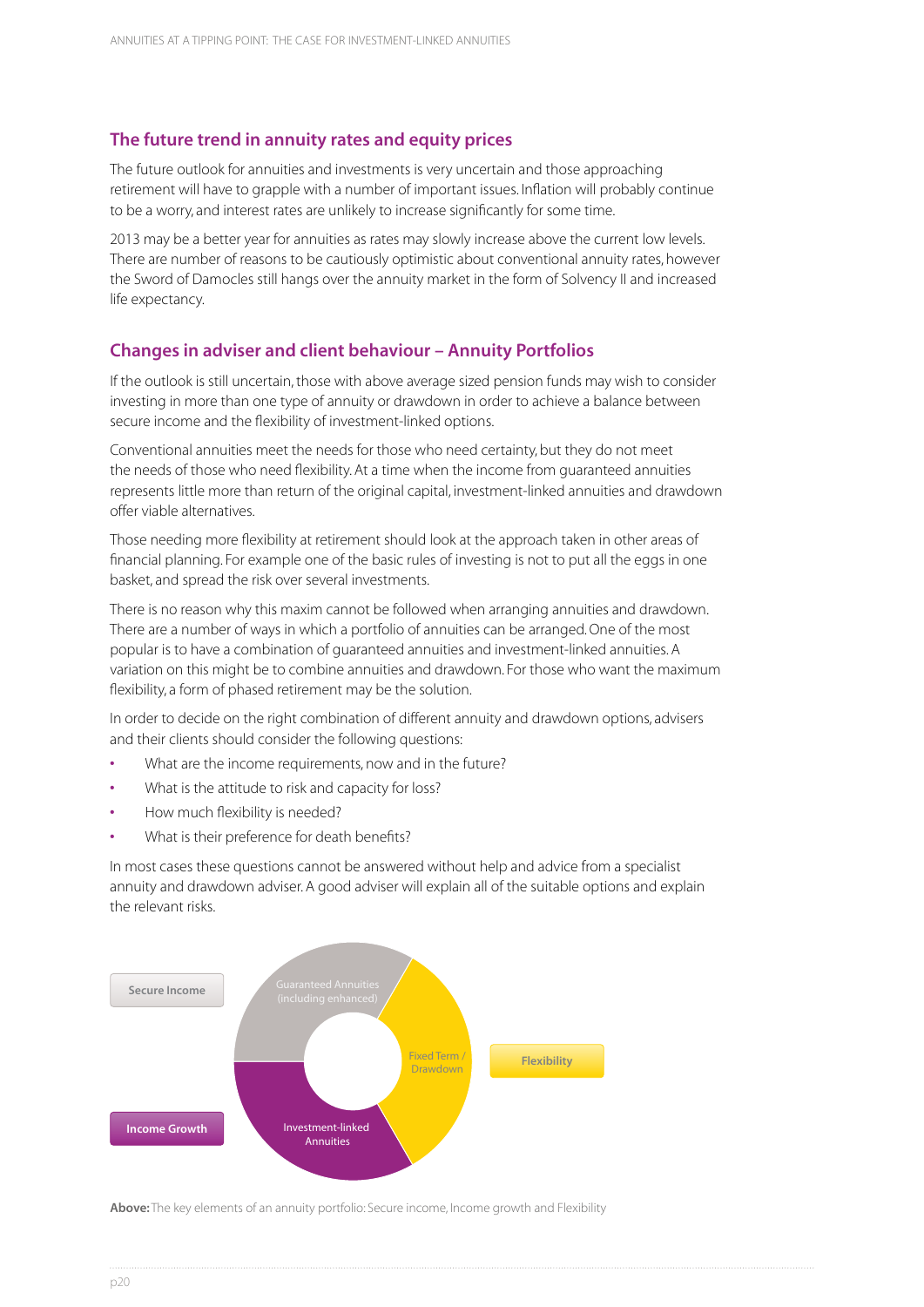## The future trend in annuity rates and equity prices

The future outlook for annuities and investments is very uncertain and those approaching retirement will have to grapple with a number of important issues. Inflation will probably continue to be a worry, and interest rates are unlikely to increase significantly for some time.

2013 may be a better year for annuities as rates may slowly increase above the current low levels. There are number of reasons to be cautiously optimistic about conventional annuity rates, however the Sword of Damocles still hangs over the annuity market in the form of Solvency II and increased life expectancy.

## Changes in adviser and client behaviour – Annuity Portfolios

If the outlook is still uncertain, those with above average sized pension funds may wish to consider investing in more than one type of annuity or drawdown in order to achieve a balance between secure income and the flexibility of investment-linked options.

Conventional annuities meet the needs for those who need certainty, but they do not meet the needs of those who need flexibility. At a time when the income from guaranteed annuities represents little more than return of the original capital, investment-linked annuities and drawdown offer viable alternatives.

Those needing more flexibility at retirement should look at the approach taken in other areas of financial planning. For example one of the basic rules of investing is not to put all the eggs in one basket, and spread the risk over several investments.

There is no reason why this maxim cannot be followed when arranging annuities and drawdown. There are a number of ways in which a portfolio of annuities can be arranged. One of the most popular is to have a combination of guaranteed annuities and investment-linked annuities. A variation on this might be to combine annuities and drawdown. For those who want the maximum flexibility, a form of phased retirement may be the solution.

In order to decide on the right combination of different annuity and drawdown options, advisers and their clients should consider the following questions:

- What are the income requirements, now and in the future?
- What is the attitude to risk and capacity for loss?
- How much flexibility is needed?
- What is their preference for death benefits?

In most cases these questions cannot be answered without help and advice from a specialist annuity and drawdown adviser. A good adviser will explain all of the suitable options and explain the relevant risks.

Secure Income | Guaranteed Annuities (including enhanced) | Fixed Term / Drawdown | Flexibility | Investment-linked Annuities | Income Growth

**Above:** The key elements of an annuity portfolio: Secure income, Income growth and Flexibility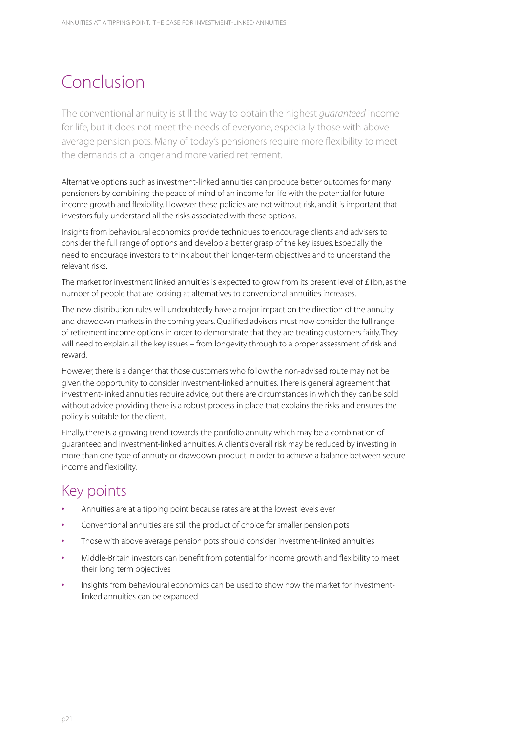# Conclusion

The conventional annuity is still the way to obtain the highest *guaranteed* income for life, but it does not meet the needs of everyone, especially those with above average pension pots. Many of today's pensioners require more flexibility to meet the demands of a longer and more varied retirement.

Alternative options such as investment-linked annuities can produce better outcomes for many pensioners by combining the peace of mind of an income for life with the potential for future income growth and flexibility. However these policies are not without risk, and it is important that investors fully understand all the risks associated with these options.

Insights from behavioural economics provide techniques to encourage clients and advisers to consider the full range of options and develop a better grasp of the key issues. Especially the need to encourage investors to think about their longer-term objectives and to understand the relevant risks.

The market for investment linked annuities is expected to grow from its present level of £1bn, as the number of people that are looking at alternatives to conventional annuities increases.

The new distribution rules will undoubtedly have a major impact on the direction of the annuity and drawdown markets in the coming years. Qualified advisers must now consider the full range of retirement income options in order to demonstrate that they are treating customers fairly. They will need to explain all the key issues – from longevity through to a proper assessment of risk and reward.

However, there is a danger that those customers who follow the non-advised route may not be given the opportunity to consider investment-linked annuities. There is general agreement that investment-linked annuities require advice, but there are circumstances in which they can be sold without advice providing there is a robust process in place that explains the risks and ensures the policy is suitable for the client.

Finally, there is a growing trend towards the portfolio annuity which may be a combination of guaranteed and investment-linked annuities. A client's overall risk may be reduced by investing in more than one type of annuity or drawdown product in order to achieve a balance between secure income and flexibility.

## Key points

- Annuities are at a tipping point because rates are at the lowest levels ever
- Conventional annuities are still the product of choice for smaller pension pots
- Those with above average pension pots should consider investment-linked annuities
- Middle-Britain investors can benefit from potential for income growth and flexibility to meet their long term objectives
- Insights from behavioural economics can be used to show how the market for investment-linked annuities can be expanded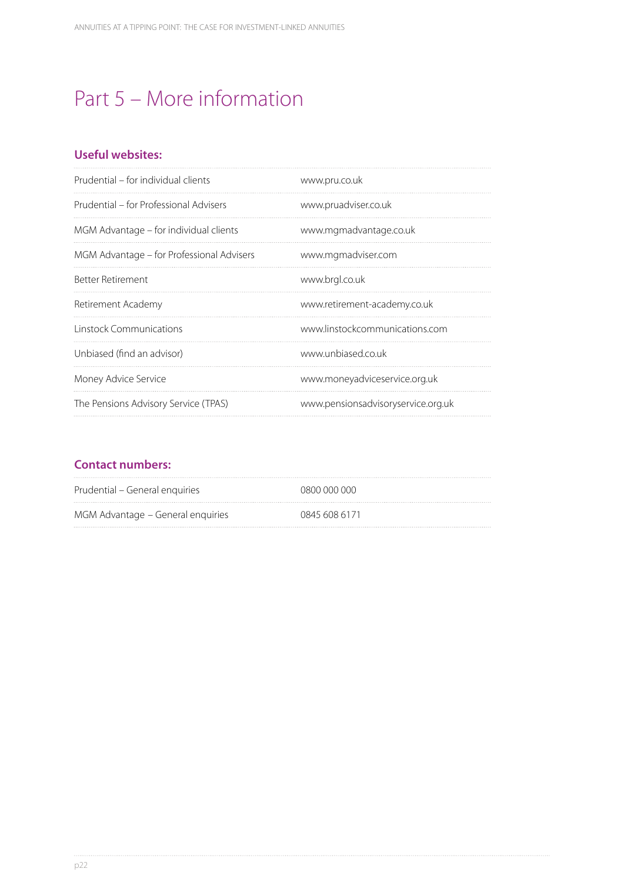# Part 5 – More information

### Useful websites:

| | |
|---|---|
| Prudential – for individual clients | www.pru.co.uk |
| Prudential – for Professional Advisers | www.pruadviser.co.uk |
| MGM Advantage – for individual clients | www.mgmadvantage.co.uk |
| MGM Advantage – for Professional Advisers | www.mgmadviser.com |
| Better Retirement | www.brgl.co.uk |
| Retirement Academy | www.retirement-academy.co.uk |
| Linstock Communications | www.linstockcommunications.com |
| Unbiased (find an advisor) | www.unbiased.co.uk |
| Money Advice Service | www.moneyadviceservice.org.uk |
| The Pensions Advisory Service (TPAS) | www.pensionsadvisoryservice.org.uk |

### Contact numbers:

| | |
|---|---|
| Prudential – General enquiries | 0800 000 000 |
| MGM Advantage – General enquiries | 0845 608 6171 |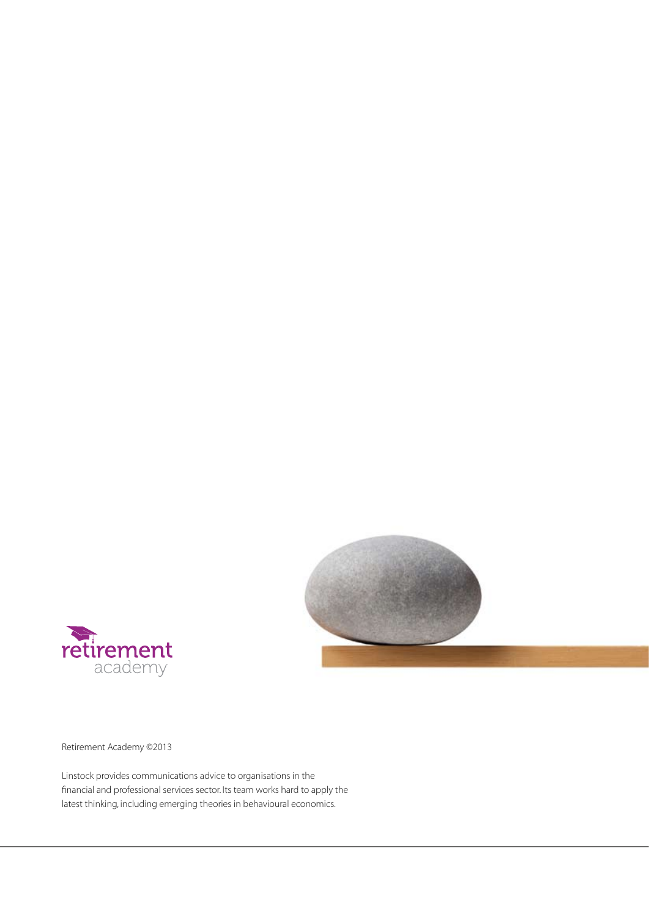retirement academy

Retirement Academy ©2013

Linstock provides communications advice to organisations in the financial and professional services sector. Its team works hard to apply the latest thinking, including emerging theories in behavioural economics.